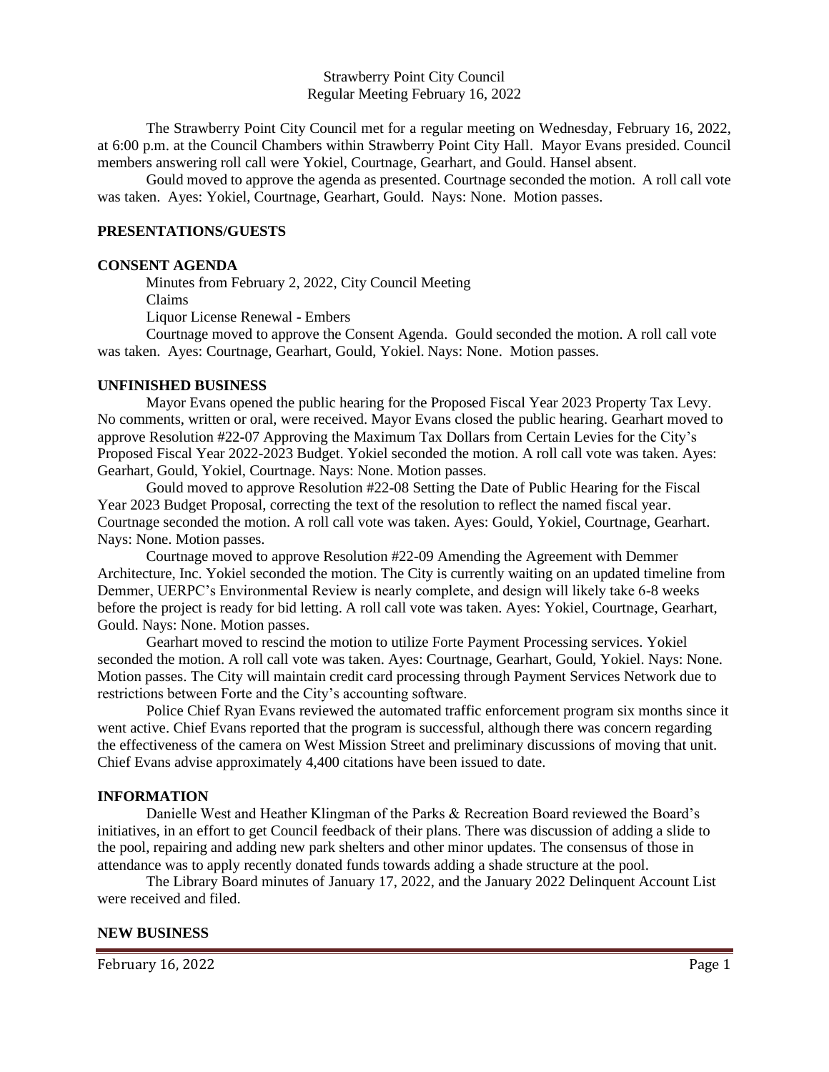Strawberry Point City Council
Regular Meeting February 16, 2022

The Strawberry Point City Council met for a regular meeting on Wednesday, February 16, 2022, at 6:00 p.m. at the Council Chambers within Strawberry Point City Hall. Mayor Evans presided. Council members answering roll call were Yokiel, Courtnage, Gearhart, and Gould. Hansel absent.

Gould moved to approve the agenda as presented. Courtnage seconded the motion. A roll call vote was taken. Ayes: Yokiel, Courtnage, Gearhart, Gould. Nays: None. Motion passes.

**PRESENTATIONS/GUESTS**

**CONSENT AGENDA**

Minutes from February 2, 2022, City Council Meeting
Claims
Liquor License Renewal - Embers

Courtnage moved to approve the Consent Agenda. Gould seconded the motion. A roll call vote was taken. Ayes: Courtnage, Gearhart, Gould, Yokiel. Nays: None. Motion passes.

**UNFINISHED BUSINESS**

Mayor Evans opened the public hearing for the Proposed Fiscal Year 2023 Property Tax Levy. No comments, written or oral, were received. Mayor Evans closed the public hearing. Gearhart moved to approve Resolution #22-07 Approving the Maximum Tax Dollars from Certain Levies for the City's Proposed Fiscal Year 2022-2023 Budget. Yokiel seconded the motion. A roll call vote was taken. Ayes: Gearhart, Gould, Yokiel, Courtnage. Nays: None. Motion passes.

Gould moved to approve Resolution #22-08 Setting the Date of Public Hearing for the Fiscal Year 2023 Budget Proposal, correcting the text of the resolution to reflect the named fiscal year. Courtnage seconded the motion. A roll call vote was taken. Ayes: Gould, Yokiel, Courtnage, Gearhart. Nays: None. Motion passes.

Courtnage moved to approve Resolution #22-09 Amending the Agreement with Demmer Architecture, Inc. Yokiel seconded the motion. The City is currently waiting on an updated timeline from Demmer, UERPC's Environmental Review is nearly complete, and design will likely take 6-8 weeks before the project is ready for bid letting. A roll call vote was taken. Ayes: Yokiel, Courtnage, Gearhart, Gould. Nays: None. Motion passes.

Gearhart moved to rescind the motion to utilize Forte Payment Processing services. Yokiel seconded the motion. A roll call vote was taken. Ayes: Courtnage, Gearhart, Gould, Yokiel. Nays: None. Motion passes. The City will maintain credit card processing through Payment Services Network due to restrictions between Forte and the City's accounting software.

Police Chief Ryan Evans reviewed the automated traffic enforcement program six months since it went active. Chief Evans reported that the program is successful, although there was concern regarding the effectiveness of the camera on West Mission Street and preliminary discussions of moving that unit. Chief Evans advise approximately 4,400 citations have been issued to date.

**INFORMATION**

Danielle West and Heather Klingman of the Parks & Recreation Board reviewed the Board's initiatives, in an effort to get Council feedback of their plans. There was discussion of adding a slide to the pool, repairing and adding new park shelters and other minor updates. The consensus of those in attendance was to apply recently donated funds towards adding a shade structure at the pool.

The Library Board minutes of January 17, 2022, and the January 2022 Delinquent Account List were received and filed.

**NEW BUSINESS**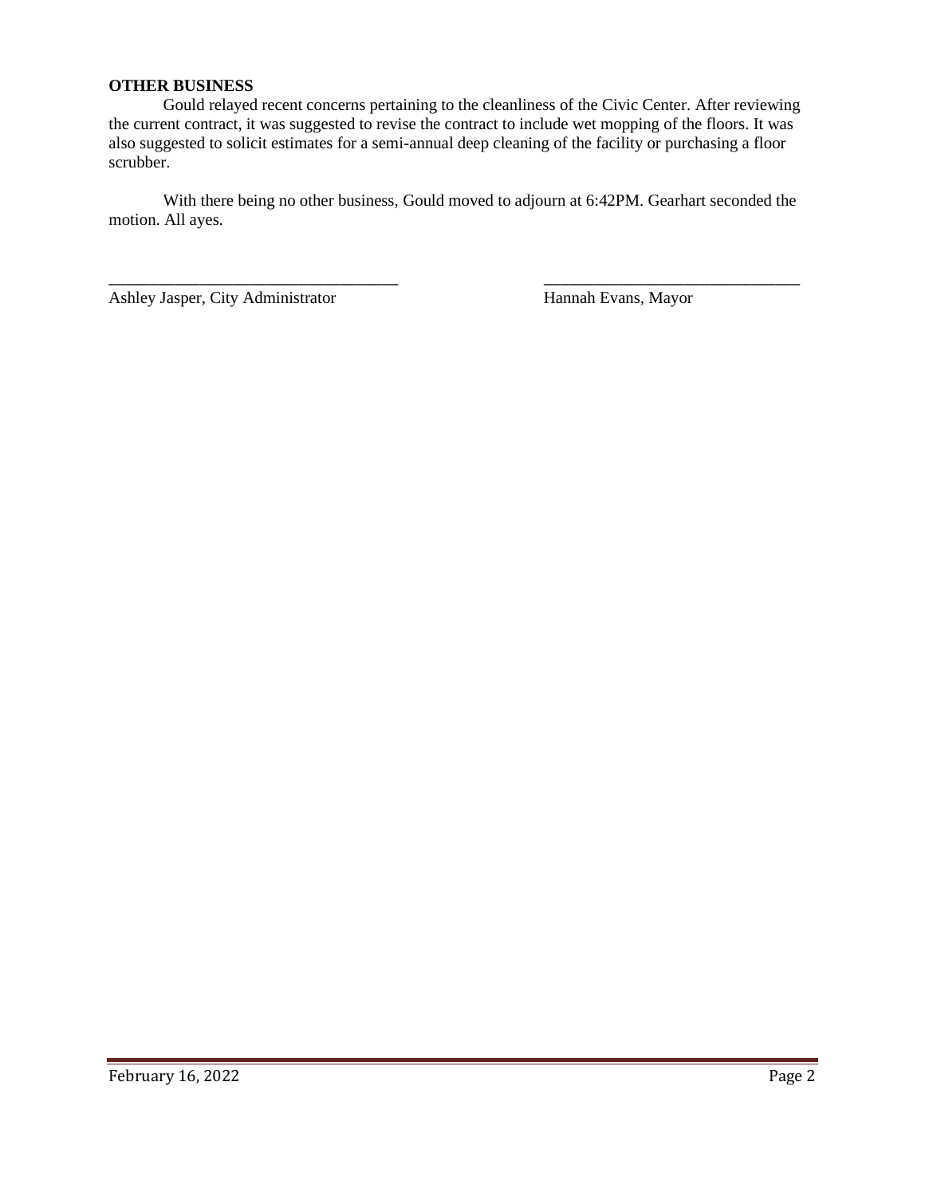**OTHER BUSINESS**

Gould relayed recent concerns pertaining to the cleanliness of the Civic Center. After reviewing the current contract, it was suggested to revise the contract to include wet mopping of the floors. It was also suggested to solicit estimates for a semi-annual deep cleaning of the facility or purchasing a floor scrubber.

With there being no other business, Gould moved to adjourn at 6:42PM. Gearhart seconded the motion. All ayes.

\_\_\_\_\_\_\_\_\_\_\_\_\_\_\_\_\_\_\_\_\_\_\_\_\_\_\_\_\_\_\_\_\_\_\_
Ashley Jasper, City Administrator

\_\_\_\_\_\_\_\_\_\_\_\_\_\_\_\_\_\_\_\_\_\_\_\_\_\_\_\_\_\_\_\_\_\_\_
Hannah Evans, Mayor